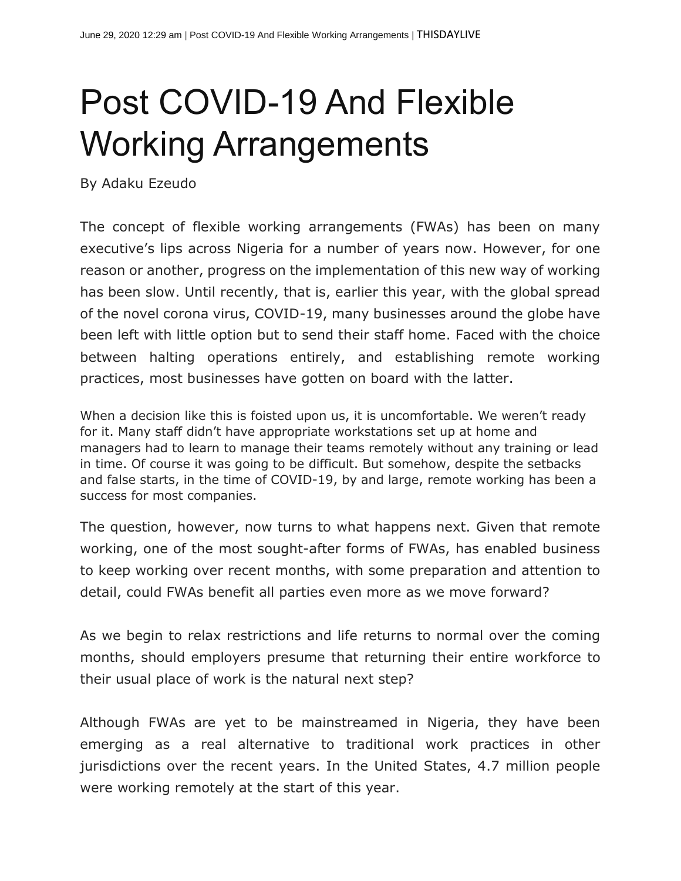# Post COVID-19 And Flexible Working Arrangements

By Adaku Ezeudo

The concept of flexible working arrangements (FWAs) has been on many executive's lips across Nigeria for a number of years now. However, for one reason or another, progress on the implementation of this new way of working has been slow. Until recently, that is, earlier this year, with the global spread of the novel corona virus, COVID-19, many businesses around the globe have been left with little option but to send their staff home. Faced with the choice between halting operations entirely, and establishing remote working practices, most businesses have gotten on board with the latter.

When a decision like this is foisted upon us, it is uncomfortable. We weren't ready for it. Many staff didn't have appropriate workstations set up at home and managers had to learn to manage their teams remotely without any training or lead in time. Of course it was going to be difficult. But somehow, despite the setbacks and false starts, in the time of COVID-19, by and large, remote working has been a success for most companies.

The question, however, now turns to what happens next. Given that remote working, one of the most sought-after forms of FWAs, has enabled business to keep working over recent months, with some preparation and attention to detail, could FWAs benefit all parties even more as we move forward?

As we begin to relax restrictions and life returns to normal over the coming months, should employers presume that returning their entire workforce to their usual place of work is the natural next step?

Although FWAs are yet to be mainstreamed in Nigeria, they have been emerging as a real alternative to traditional work practices in other jurisdictions over the recent years. In the United States, 4.7 million people were working remotely at the start of this year.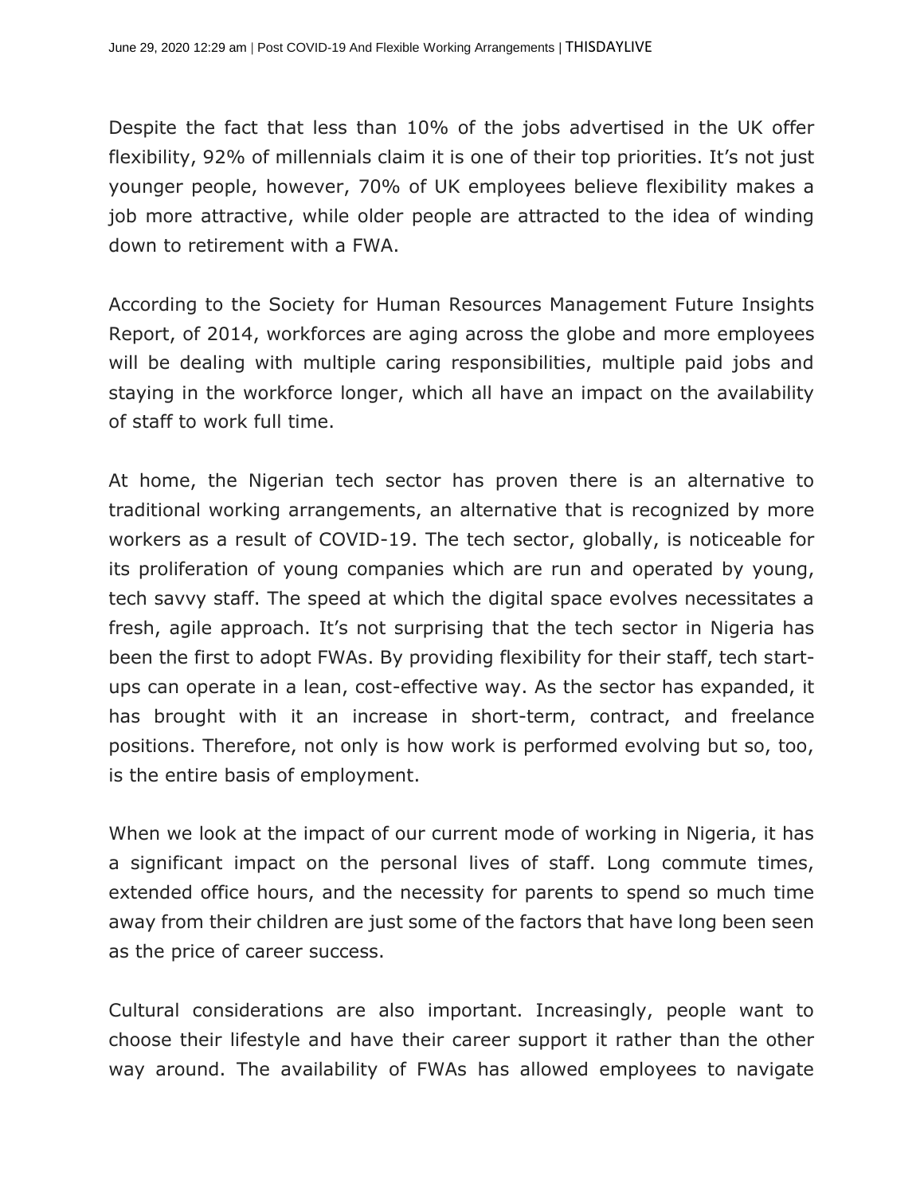Despite the fact that less than 10% of the jobs advertised in the UK offer flexibility, 92% of millennials claim it is one of their top priorities. It's not just younger people, however, 70% of UK employees believe flexibility makes a job more attractive, while older people are attracted to the idea of winding down to retirement with a FWA.

According to the Society for Human Resources Management Future Insights Report, of 2014, workforces are aging across the globe and more employees will be dealing with multiple caring responsibilities, multiple paid jobs and staying in the workforce longer, which all have an impact on the availability of staff to work full time.

At home, the Nigerian tech sector has proven there is an alternative to traditional working arrangements, an alternative that is recognized by more workers as a result of COVID-19. The tech sector, globally, is noticeable for its proliferation of young companies which are run and operated by young, tech savvy staff. The speed at which the digital space evolves necessitates a fresh, agile approach. It's not surprising that the tech sector in Nigeria has been the first to adopt FWAs. By providing flexibility for their staff, tech start-ups can operate in a lean, cost-effective way. As the sector has expanded, it has brought with it an increase in short-term, contract, and freelance positions. Therefore, not only is how work is performed evolving but so, too, is the entire basis of employment.

When we look at the impact of our current mode of working in Nigeria, it has a significant impact on the personal lives of staff. Long commute times, extended office hours, and the necessity for parents to spend so much time away from their children are just some of the factors that have long been seen as the price of career success.

Cultural considerations are also important. Increasingly, people want to choose their lifestyle and have their career support it rather than the other way around. The availability of FWAs has allowed employees to navigate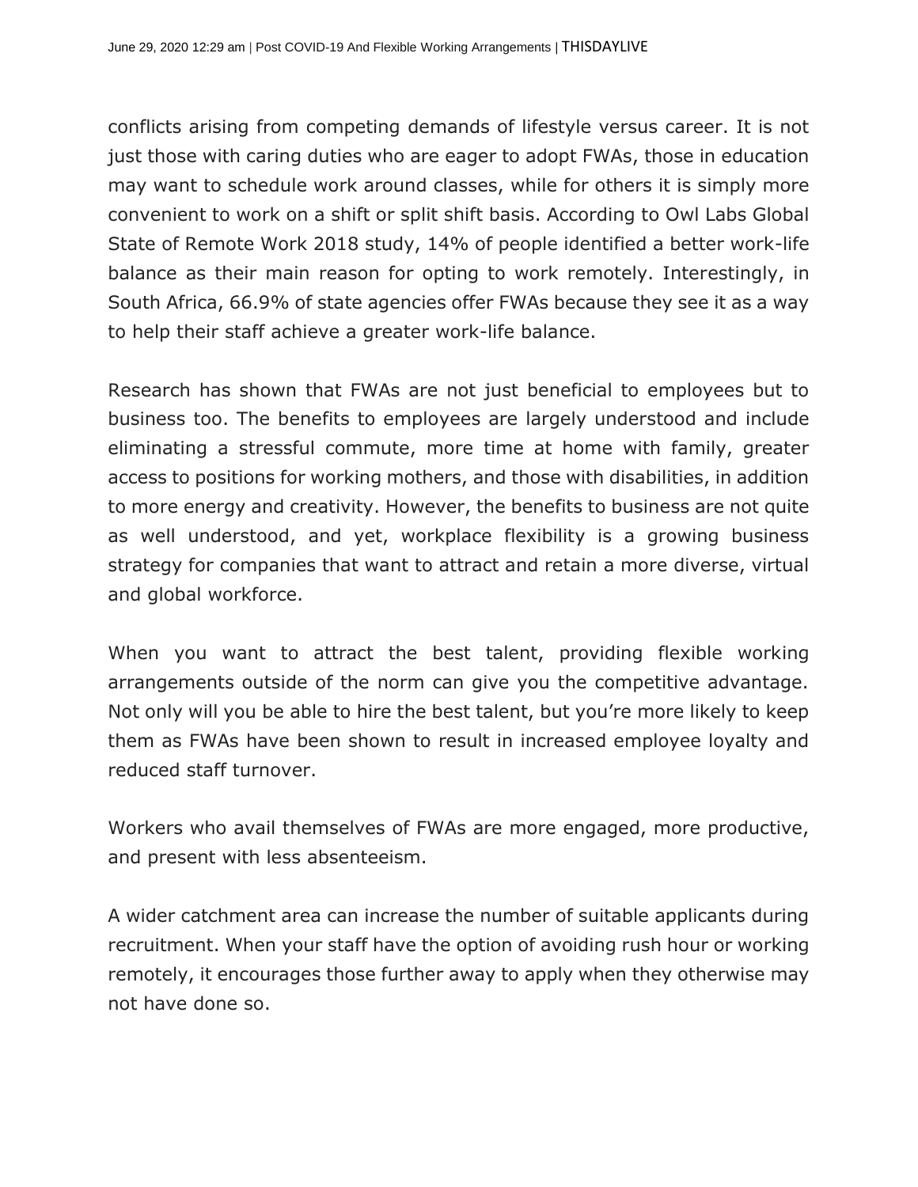conflicts arising from competing demands of lifestyle versus career. It is not just those with caring duties who are eager to adopt FWAs, those in education may want to schedule work around classes, while for others it is simply more convenient to work on a shift or split shift basis. According to Owl Labs Global State of Remote Work 2018 study, 14% of people identified a better work-life balance as their main reason for opting to work remotely. Interestingly, in South Africa, 66.9% of state agencies offer FWAs because they see it as a way to help their staff achieve a greater work-life balance.

Research has shown that FWAs are not just beneficial to employees but to business too. The benefits to employees are largely understood and include eliminating a stressful commute, more time at home with family, greater access to positions for working mothers, and those with disabilities, in addition to more energy and creativity. However, the benefits to business are not quite as well understood, and yet, workplace flexibility is a growing business strategy for companies that want to attract and retain a more diverse, virtual and global workforce.

When you want to attract the best talent, providing flexible working arrangements outside of the norm can give you the competitive advantage. Not only will you be able to hire the best talent, but you're more likely to keep them as FWAs have been shown to result in increased employee loyalty and reduced staff turnover.

Workers who avail themselves of FWAs are more engaged, more productive, and present with less absenteeism.

A wider catchment area can increase the number of suitable applicants during recruitment. When your staff have the option of avoiding rush hour or working remotely, it encourages those further away to apply when they otherwise may not have done so.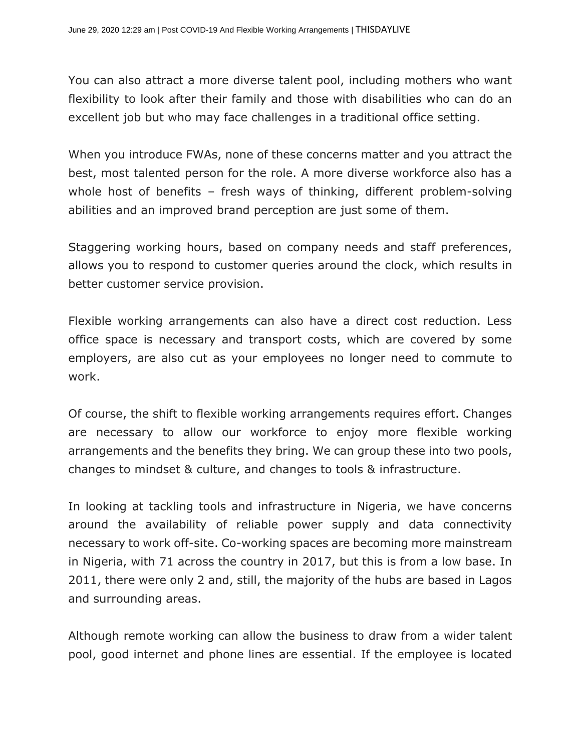You can also attract a more diverse talent pool, including mothers who want flexibility to look after their family and those with disabilities who can do an excellent job but who may face challenges in a traditional office setting.

When you introduce FWAs, none of these concerns matter and you attract the best, most talented person for the role. A more diverse workforce also has a whole host of benefits – fresh ways of thinking, different problem-solving abilities and an improved brand perception are just some of them.

Staggering working hours, based on company needs and staff preferences, allows you to respond to customer queries around the clock, which results in better customer service provision.

Flexible working arrangements can also have a direct cost reduction. Less office space is necessary and transport costs, which are covered by some employers, are also cut as your employees no longer need to commute to work.

Of course, the shift to flexible working arrangements requires effort. Changes are necessary to allow our workforce to enjoy more flexible working arrangements and the benefits they bring. We can group these into two pools, changes to mindset & culture, and changes to tools & infrastructure.

In looking at tackling tools and infrastructure in Nigeria, we have concerns around the availability of reliable power supply and data connectivity necessary to work off-site. Co-working spaces are becoming more mainstream in Nigeria, with 71 across the country in 2017, but this is from a low base. In 2011, there were only 2 and, still, the majority of the hubs are based in Lagos and surrounding areas.

Although remote working can allow the business to draw from a wider talent pool, good internet and phone lines are essential. If the employee is located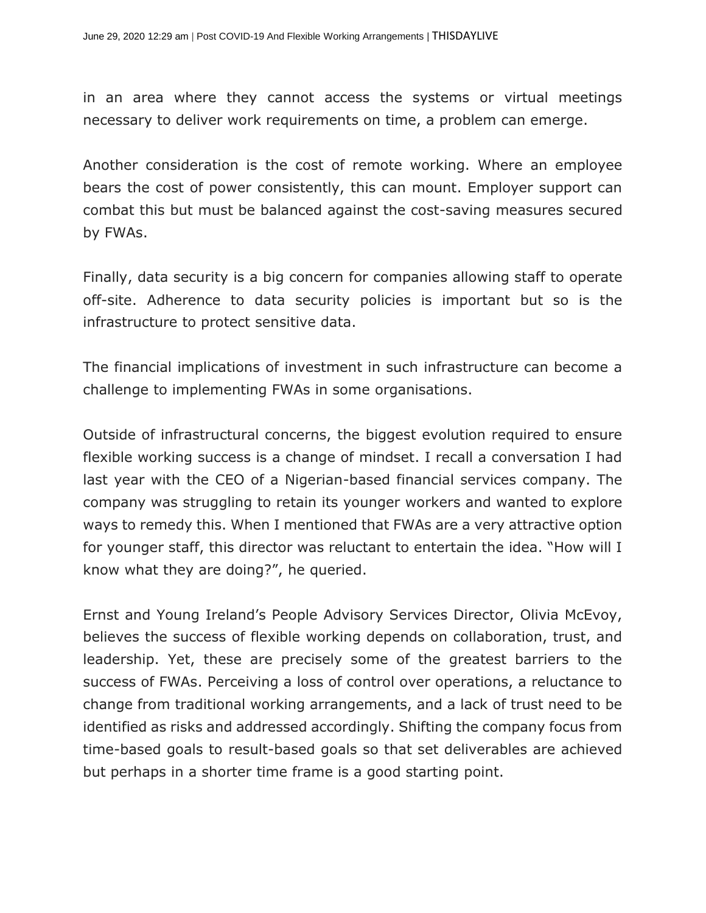in an area where they cannot access the systems or virtual meetings necessary to deliver work requirements on time, a problem can emerge.

Another consideration is the cost of remote working. Where an employee bears the cost of power consistently, this can mount. Employer support can combat this but must be balanced against the cost-saving measures secured by FWAs.

Finally, data security is a big concern for companies allowing staff to operate off-site. Adherence to data security policies is important but so is the infrastructure to protect sensitive data.

The financial implications of investment in such infrastructure can become a challenge to implementing FWAs in some organisations.

Outside of infrastructural concerns, the biggest evolution required to ensure flexible working success is a change of mindset. I recall a conversation I had last year with the CEO of a Nigerian-based financial services company. The company was struggling to retain its younger workers and wanted to explore ways to remedy this. When I mentioned that FWAs are a very attractive option for younger staff, this director was reluctant to entertain the idea. "How will I know what they are doing?", he queried.

Ernst and Young Ireland's People Advisory Services Director, Olivia McEvoy, believes the success of flexible working depends on collaboration, trust, and leadership. Yet, these are precisely some of the greatest barriers to the success of FWAs. Perceiving a loss of control over operations, a reluctance to change from traditional working arrangements, and a lack of trust need to be identified as risks and addressed accordingly. Shifting the company focus from time-based goals to result-based goals so that set deliverables are achieved but perhaps in a shorter time frame is a good starting point.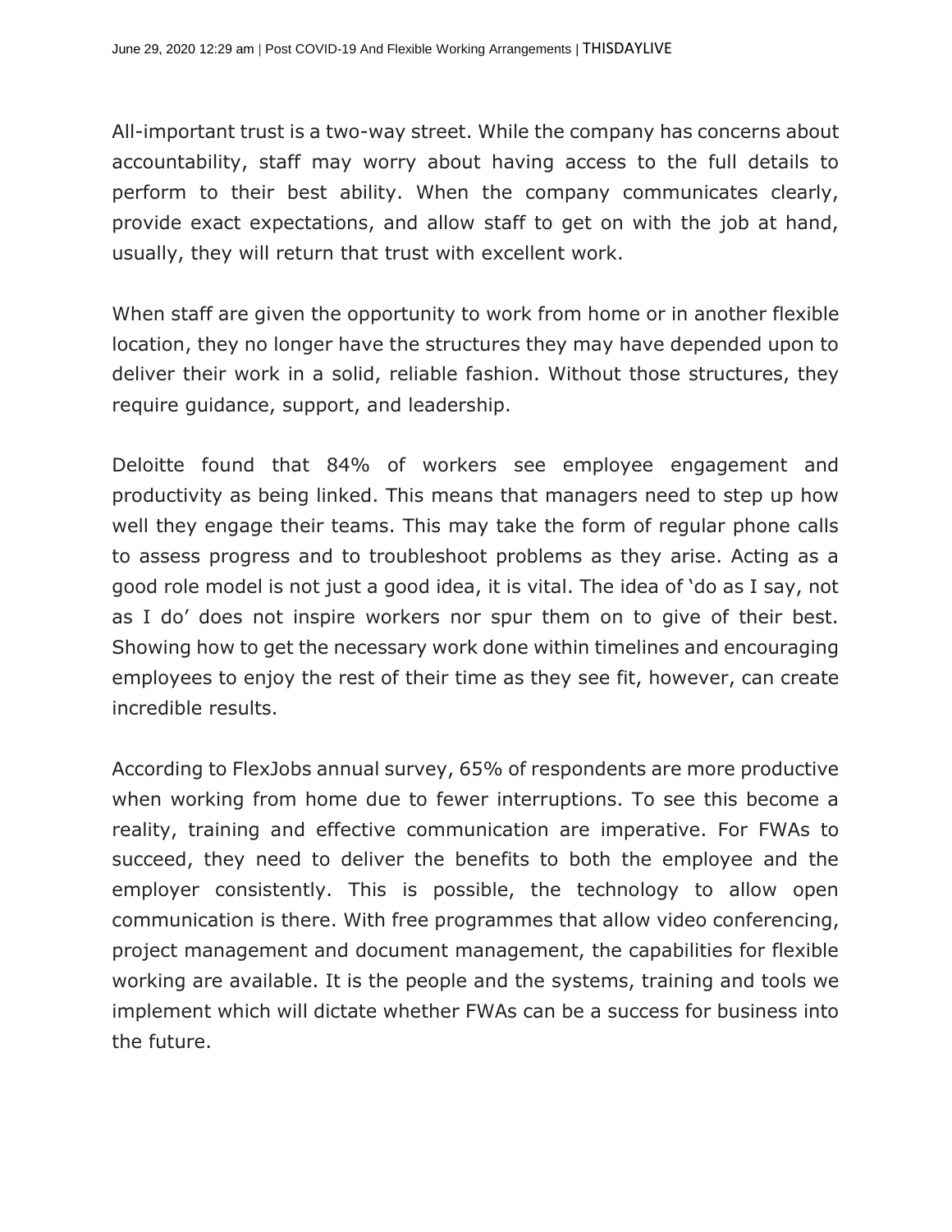All-important trust is a two-way street. While the company has concerns about accountability, staff may worry about having access to the full details to perform to their best ability. When the company communicates clearly, provide exact expectations, and allow staff to get on with the job at hand, usually, they will return that trust with excellent work.

When staff are given the opportunity to work from home or in another flexible location, they no longer have the structures they may have depended upon to deliver their work in a solid, reliable fashion. Without those structures, they require guidance, support, and leadership.

Deloitte found that 84% of workers see employee engagement and productivity as being linked. This means that managers need to step up how well they engage their teams. This may take the form of regular phone calls to assess progress and to troubleshoot problems as they arise. Acting as a good role model is not just a good idea, it is vital. The idea of 'do as I say, not as I do' does not inspire workers nor spur them on to give of their best. Showing how to get the necessary work done within timelines and encouraging employees to enjoy the rest of their time as they see fit, however, can create incredible results.

According to FlexJobs annual survey, 65% of respondents are more productive when working from home due to fewer interruptions. To see this become a reality, training and effective communication are imperative. For FWAs to succeed, they need to deliver the benefits to both the employee and the employer consistently. This is possible, the technology to allow open communication is there. With free programmes that allow video conferencing, project management and document management, the capabilities for flexible working are available. It is the people and the systems, training and tools we implement which will dictate whether FWAs can be a success for business into the future.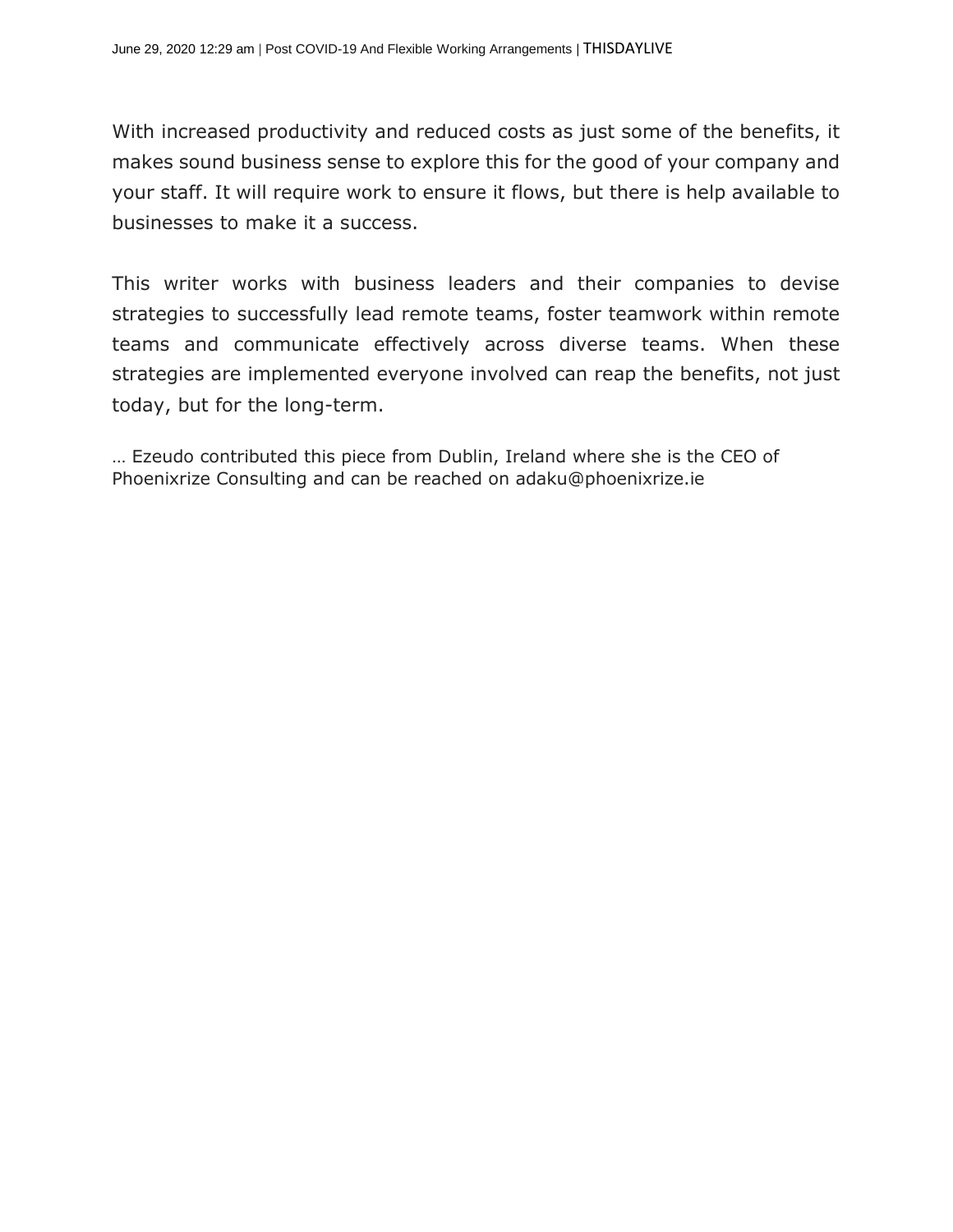With increased productivity and reduced costs as just some of the benefits, it makes sound business sense to explore this for the good of your company and your staff. It will require work to ensure it flows, but there is help available to businesses to make it a success.

This writer works with business leaders and their companies to devise strategies to successfully lead remote teams, foster teamwork within remote teams and communicate effectively across diverse teams. When these strategies are implemented everyone involved can reap the benefits, not just today, but for the long-term.

… Ezeudo contributed this piece from Dublin, Ireland where she is the CEO of Phoenixrize Consulting and can be reached on adaku@phoenixrize.ie